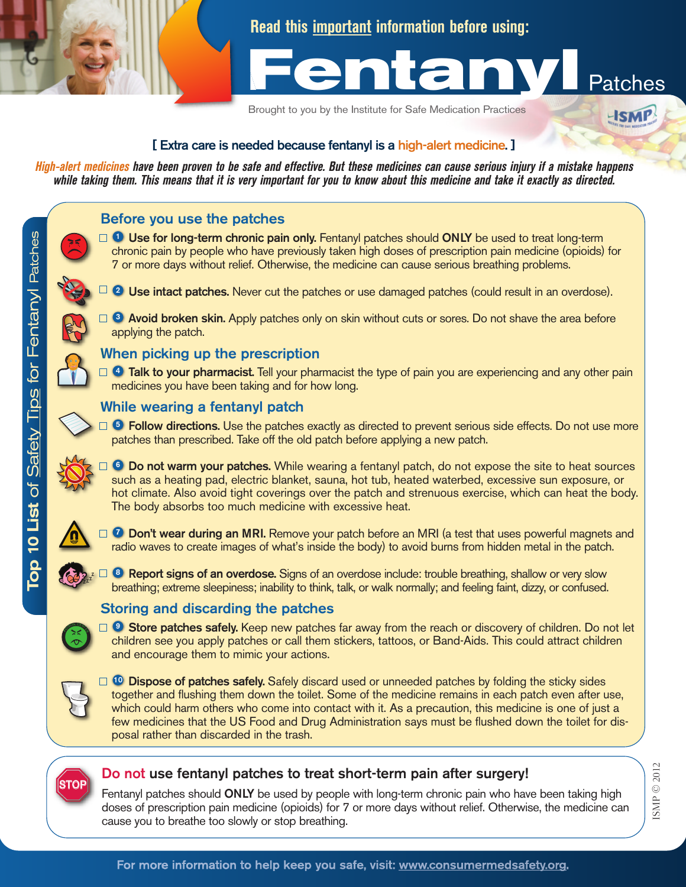Read this important information before using:

# Fentanyl Patches

Brought to you by the Institute for Safe Medication Practices

**[ Extra care is needed because fentanyl is a high-alert medicine. ]**

*High-alert medicines have been proven to be safe and effective. But these medicines can cause serious injury if a mistake happens while taking them. This means that it is very important for you to know about this medicine and take it exactly as directed.*

## Top 10 List of Safety Tips for Fentanyl Patches

### Before you use the patches

- ☐ **1 Use for long-term chronic pain only.** Fentanyl patches should **ONLY** be used to treat long-term chronic pain by people who have previously taken high doses of prescription pain medicine (opioids) for 7 or more days without relief. Otherwise, the medicine can cause serious breathing problems.
- ☐ **2 Use intact patches.** Never cut the patches or use damaged patches (could result in an overdose).
- ☐ **3 Avoid broken skin.** Apply patches only on skin without cuts or sores. Do not shave the area before applying the patch.

### When picking up the prescription

- ☐ **4 Talk to your pharmacist.** Tell your pharmacist the type of pain you are experiencing and any other pain medicines you have been taking and for how long.

### While wearing a fentanyl patch

- ☐ **5 Follow directions.** Use the patches exactly as directed to prevent serious side effects. Do not use more patches than prescribed. Take off the old patch before applying a new patch.
- ☐ **6 Do not warm your patches.** While wearing a fentanyl patch, do not expose the site to heat sources such as a heating pad, electric blanket, sauna, hot tub, heated waterbed, excessive sun exposure, or hot climate. Also avoid tight coverings over the patch and strenuous exercise, which can heat the body. The body absorbs too much medicine with excessive heat.
- ☐ **7 Don't wear during an MRI.** Remove your patch before an MRI (a test that uses powerful magnets and radio waves to create images of what's inside the body) to avoid burns from hidden metal in the patch.
- ☐ **8 Report signs of an overdose.** Signs of an overdose include: trouble breathing, shallow or very slow breathing; extreme sleepiness; inability to think, talk, or walk normally; and feeling faint, dizzy, or confused.

### Storing and discarding the patches

- ☐ **9 Store patches safely.** Keep new patches far away from the reach or discovery of children. Do not let children see you apply patches or call them stickers, tattoos, or Band-Aids. This could attract children and encourage them to mimic your actions.
- ☐ **10 Dispose of patches safely.** Safely discard used or unneeded patches by folding the sticky sides together and flushing them down the toilet. Some of the medicine remains in each patch even after use, which could harm others who come into contact with it. As a precaution, this medicine is one of just a few medicines that the US Food and Drug Administration says must be flushed down the toilet for disposal rather than discarded in the trash.

### Do not use fentanyl patches to treat short-term pain after surgery!

Fentanyl patches should **ONLY** be used by people with long-term chronic pain who have been taking high doses of prescription pain medicine (opioids) for 7 or more days without relief. Otherwise, the medicine can cause you to breathe too slowly or stop breathing.

ISMP © 2012

For more information to help keep you safe, visit: www.consumermedsafety.org.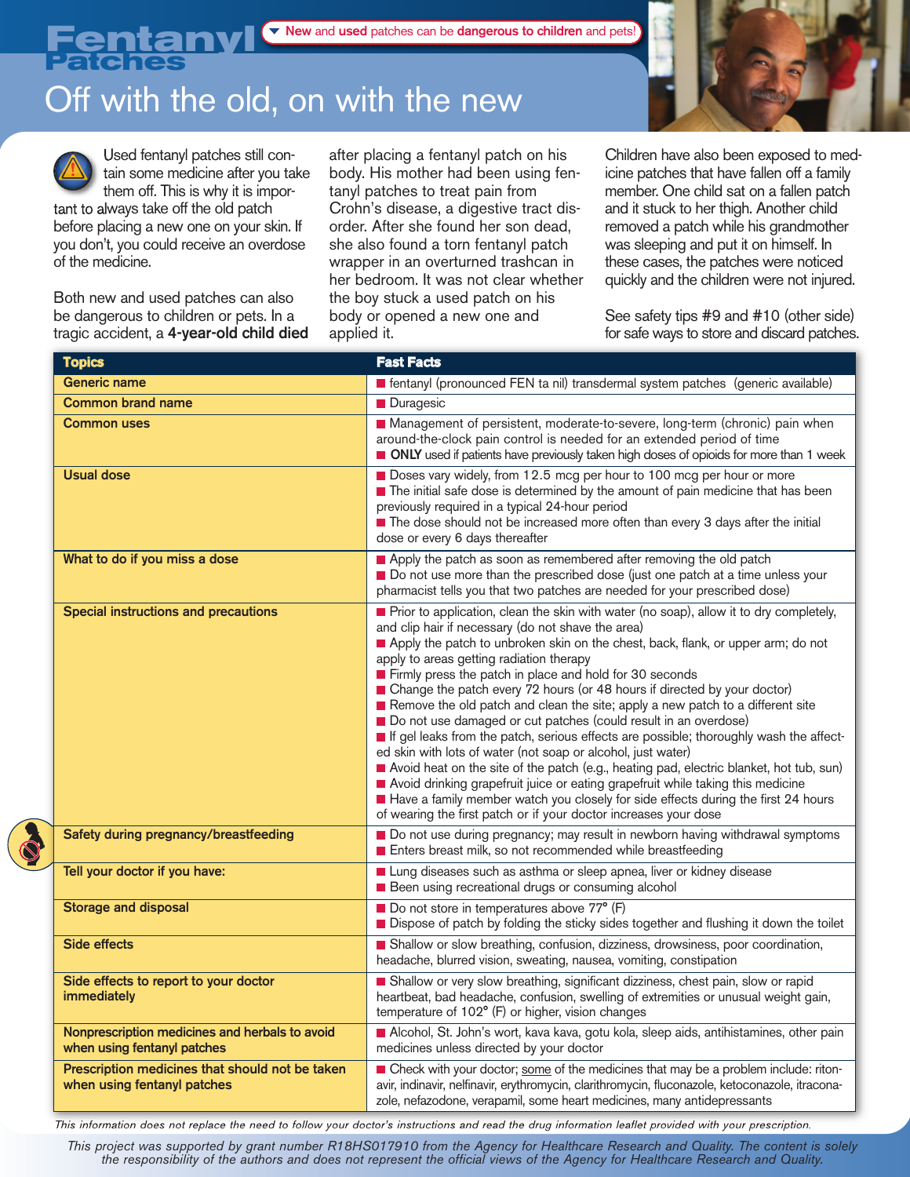# Fentanyl Patches

New and used patches can be dangerous to children and pets!

## Off with the old, on with the new

Used fentanyl patches still contain some medicine after you take them off. This is why it is important to always take off the old patch before placing a new one on your skin. If you don't, you could receive an overdose of the medicine.

Both new and used patches can also be dangerous to children or pets. In a tragic accident, a **4-year-old child died** after placing a fentanyl patch on his body. His mother had been using fentanyl patches to treat pain from Crohn's disease, a digestive tract disorder. After she found her son dead, she also found a torn fentanyl patch wrapper in an overturned trashcan in her bedroom. It was not clear whether the boy stuck a used patch on his body or opened a new one and applied it.

Children have also been exposed to medicine patches that have fallen off a family member. One child sat on a fallen patch and it stuck to her thigh. Another child removed a patch while his grandmother was sleeping and put it on himself. In these cases, the patches were noticed quickly and the children were not injured.

See safety tips #9 and #10 (other side) for safe ways to store and discard patches.

| Topics | Fast Facts |
|---|---|
| Generic name | fentanyl (pronounced FEN ta nil) transdermal system patches (generic available) |
| Common brand name | Duragesic |
| Common uses | Management of persistent, moderate-to-severe, long-term (chronic) pain when around-the-clock pain control is needed for an extended period of time<br>**ONLY** used if patients have previously taken high doses of opioids for more than 1 week |
| Usual dose | Doses vary widely, from 12.5 mcg per hour to 100 mcg per hour or more<br>The initial safe dose is determined by the amount of pain medicine that has been previously required in a typical 24-hour period<br>The dose should not be increased more often than every 3 days after the initial dose or every 6 days thereafter |
| What to do if you miss a dose | Apply the patch as soon as remembered after removing the old patch<br>Do not use more than the prescribed dose (just one patch at a time unless your pharmacist tells you that two patches are needed for your prescribed dose) |
| Special instructions and precautions | Prior to application, clean the skin with water (no soap), allow it to dry completely, and clip hair if necessary (do not shave the area)<br>Apply the patch to unbroken skin on the chest, back, flank, or upper arm; do not apply to areas getting radiation therapy<br>Firmly press the patch in place and hold for 30 seconds<br>Change the patch every 72 hours (or 48 hours if directed by your doctor)<br>Remove the old patch and clean the site; apply a new patch to a different site<br>Do not use damaged or cut patches (could result in an overdose)<br>If gel leaks from the patch, serious effects are possible; thoroughly wash the affected skin with lots of water (not soap or alcohol, just water)<br>Avoid heat on the site of the patch (e.g., heating pad, electric blanket, hot tub, sun)<br>Avoid drinking grapefruit juice or eating grapefruit while taking this medicine<br>Have a family member watch you closely for side effects during the first 24 hours of wearing the first patch or if your doctor increases your dose |
| Safety during pregnancy/breastfeeding | Do not use during pregnancy; may result in newborn having withdrawal symptoms<br>Enters breast milk, so not recommended while breastfeeding |
| Tell your doctor if you have: | Lung diseases such as asthma or sleep apnea, liver or kidney disease<br>Been using recreational drugs or consuming alcohol |
| Storage and disposal | Do not store in temperatures above 77° (F)<br>Dispose of patch by folding the sticky sides together and flushing it down the toilet |
| Side effects | Shallow or slow breathing, confusion, dizziness, drowsiness, poor coordination, headache, blurred vision, sweating, nausea, vomiting, constipation |
| Side effects to report to your doctor immediately | Shallow or very slow breathing, significant dizziness, chest pain, slow or rapid heartbeat, bad headache, confusion, swelling of extremities or unusual weight gain, temperature of 102° (F) or higher, vision changes |
| Nonprescription medicines and herbals to avoid when using fentanyl patches | Alcohol, St. John's wort, kava kava, gotu kola, sleep aids, antihistamines, other pain medicines unless directed by your doctor |
| Prescription medicines that should not be taken when using fentanyl patches | Check with your doctor; some of the medicines that may be a problem include: ritonavir, indinavir, nelfinavir, erythromycin, clarithromycin, fluconazole, ketoconazole, itraconazole, nefazodone, verapamil, some heart medicines, many antidepressants |

*This information does not replace the need to follow your doctor's instructions and read the drug information leaflet provided with your prescription.*

*This project was supported by grant number R18HS017910 from the Agency for Healthcare Research and Quality. The content is solely the responsibility of the authors and does not represent the official views of the Agency for Healthcare Research and Quality.*